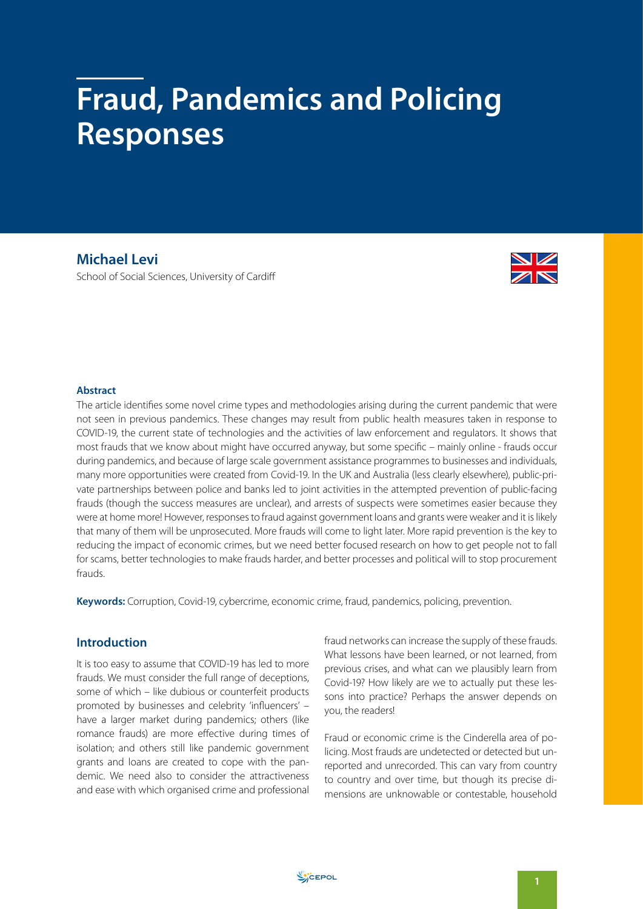# Fraud, Pandemics and Policing Responses

**Michael Levi**

School of Social Sciences, University of Cardiff

**Abstract**

The article identifies some novel crime types and methodologies arising during the current pandemic that were not seen in previous pandemics. These changes may result from public health measures taken in response to COVID-19, the current state of technologies and the activities of law enforcement and regulators. It shows that most frauds that we know about might have occurred anyway, but some specific – mainly online - frauds occur during pandemics, and because of large scale government assistance programmes to businesses and individuals, many more opportunities were created from Covid-19. In the UK and Australia (less clearly elsewhere), public-private partnerships between police and banks led to joint activities in the attempted prevention of public-facing frauds (though the success measures are unclear), and arrests of suspects were sometimes easier because they were at home more! However, responses to fraud against government loans and grants were weaker and it is likely that many of them will be unprosecuted. More frauds will come to light later. More rapid prevention is the key to reducing the impact of economic crimes, but we need better focused research on how to get people not to fall for scams, better technologies to make frauds harder, and better processes and political will to stop procurement frauds.

**Keywords:** Corruption, Covid-19, cybercrime, economic crime, fraud, pandemics, policing, prevention.

## Introduction

It is too easy to assume that COVID-19 has led to more frauds. We must consider the full range of deceptions, some of which – like dubious or counterfeit products promoted by businesses and celebrity 'influencers' – have a larger market during pandemics; others (like romance frauds) are more effective during times of isolation; and others still like pandemic government grants and loans are created to cope with the pandemic. We need also to consider the attractiveness and ease with which organised crime and professional fraud networks can increase the supply of these frauds. What lessons have been learned, or not learned, from previous crises, and what can we plausibly learn from Covid-19? How likely are we to actually put these lessons into practice? Perhaps the answer depends on you, the readers!

Fraud or economic crime is the Cinderella area of policing. Most frauds are undetected or detected but unreported and unrecorded. This can vary from country to country and over time, but though its precise dimensions are unknowable or contestable, household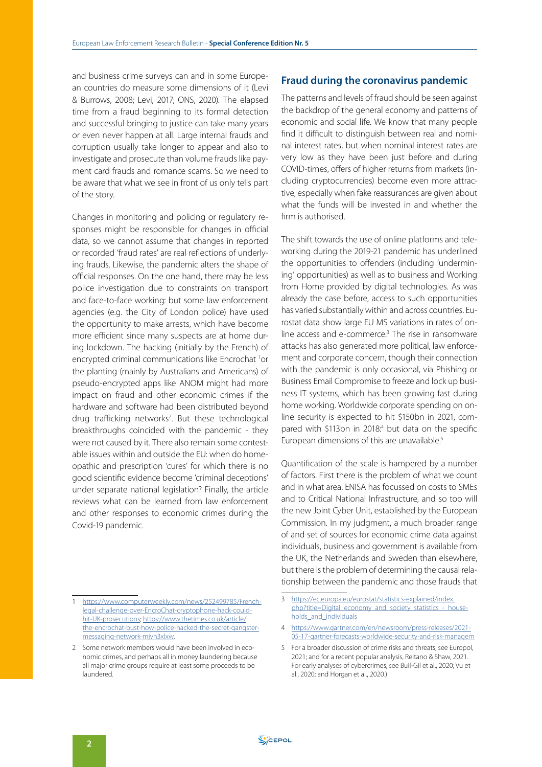and business crime surveys can and in some European countries do measure some dimensions of it (Levi & Burrows, 2008; Levi, 2017; ONS, 2020). The elapsed time from a fraud beginning to its formal detection and successful bringing to justice can take many years or even never happen at all. Large internal frauds and corruption usually take longer to appear and also to investigate and prosecute than volume frauds like payment card frauds and romance scams. So we need to be aware that what we see in front of us only tells part of the story.

Changes in monitoring and policing or regulatory responses might be responsible for changes in official data, so we cannot assume that changes in reported or recorded 'fraud rates' are real reflections of underlying frauds. Likewise, the pandemic alters the shape of official responses. On the one hand, there may be less police investigation due to constraints on transport and face-to-face working: but some law enforcement agencies (e.g. the City of London police) have used the opportunity to make arrests, which have become more efficient since many suspects are at home during lockdown. The hacking (initially by the French) of encrypted criminal communications like Encrochat [1]or the planting (mainly by Australians and Americans) of pseudo-encrypted apps like ANOM might had more impact on fraud and other economic crimes if the hardware and software had been distributed beyond drug trafficking networks[2]. But these technological breakthroughs coincided with the pandemic - they were not caused by it. There also remain some contestable issues within and outside the EU: when do homeopathic and prescription 'cures' for which there is no good scientific evidence become 'criminal deceptions' under separate national legislation? Finally, the article reviews what can be learned from law enforcement and other responses to economic crimes during the Covid-19 pandemic.

## Fraud during the coronavirus pandemic

The patterns and levels of fraud should be seen against the backdrop of the general economy and patterns of economic and social life. We know that many people find it difficult to distinguish between real and nominal interest rates, but when nominal interest rates are very low as they have been just before and during COVID-times, offers of higher returns from markets (including cryptocurrencies) become even more attractive, especially when fake reassurances are given about what the funds will be invested in and whether the firm is authorised.

The shift towards the use of online platforms and teleworking during the 2019-21 pandemic has underlined the opportunities to offenders (including 'undermining' opportunities) as well as to business and Working from Home provided by digital technologies. As was already the case before, access to such opportunities has varied substantially within and across countries. Eurostat data show large EU MS variations in rates of online access and e-commerce.[3] The rise in ransomware attacks has also generated more political, law enforcement and corporate concern, though their connection with the pandemic is only occasional, via Phishing or Business Email Compromise to freeze and lock up business IT systems, which has been growing fast during home working. Worldwide corporate spending on online security is expected to hit $150bn in 2021, compared with $113bn in 2018:[4] but data on the specific European dimensions of this are unavailable.[5]

Quantification of the scale is hampered by a number of factors. First there is the problem of what we count and in what area. ENISA has focussed on costs to SMEs and to Critical National Infrastructure, and so too will the new Joint Cyber Unit, established by the European Commission. In my judgment, a much broader range of and set of sources for economic crime data against individuals, business and government is available from the UK, the Netherlands and Sweden than elsewhere, but there is the problem of determining the causal relationship between the pandemic and those frauds that

---

1 https://www.computerweekly.com/news/252499785/French-legal-challenge-over-EncroChat-cryptophone-hack-could-hit-UK-prosecutions; https://www.thetimes.co.uk/article/the-encrochat-bust-how-police-hacked-the-secret-gangster-messaging-network-mjvh3xlxw.

2 Some network members would have been involved in economic crimes, and perhaps all in money laundering because all major crime groups require at least some proceeds to be laundered.

3 https://ec.europa.eu/eurostat/statistics-explained/index.php?title=Digital_economy_and_society_statistics_-_households_and_individuals

4 https://www.gartner.com/en/newsroom/press-releases/2021-05-17-gartner-forecasts-worldwide-security-and-risk-managem

5 For a broader discussion of crime risks and threats, see Europol, 2021; and for a recent popular analysis, Reitano & Shaw, 2021. For early analyses of cybercrimes, see Buil-Gil et al., 2020; Vu et al., 2020; and Horgan et al., 2020.)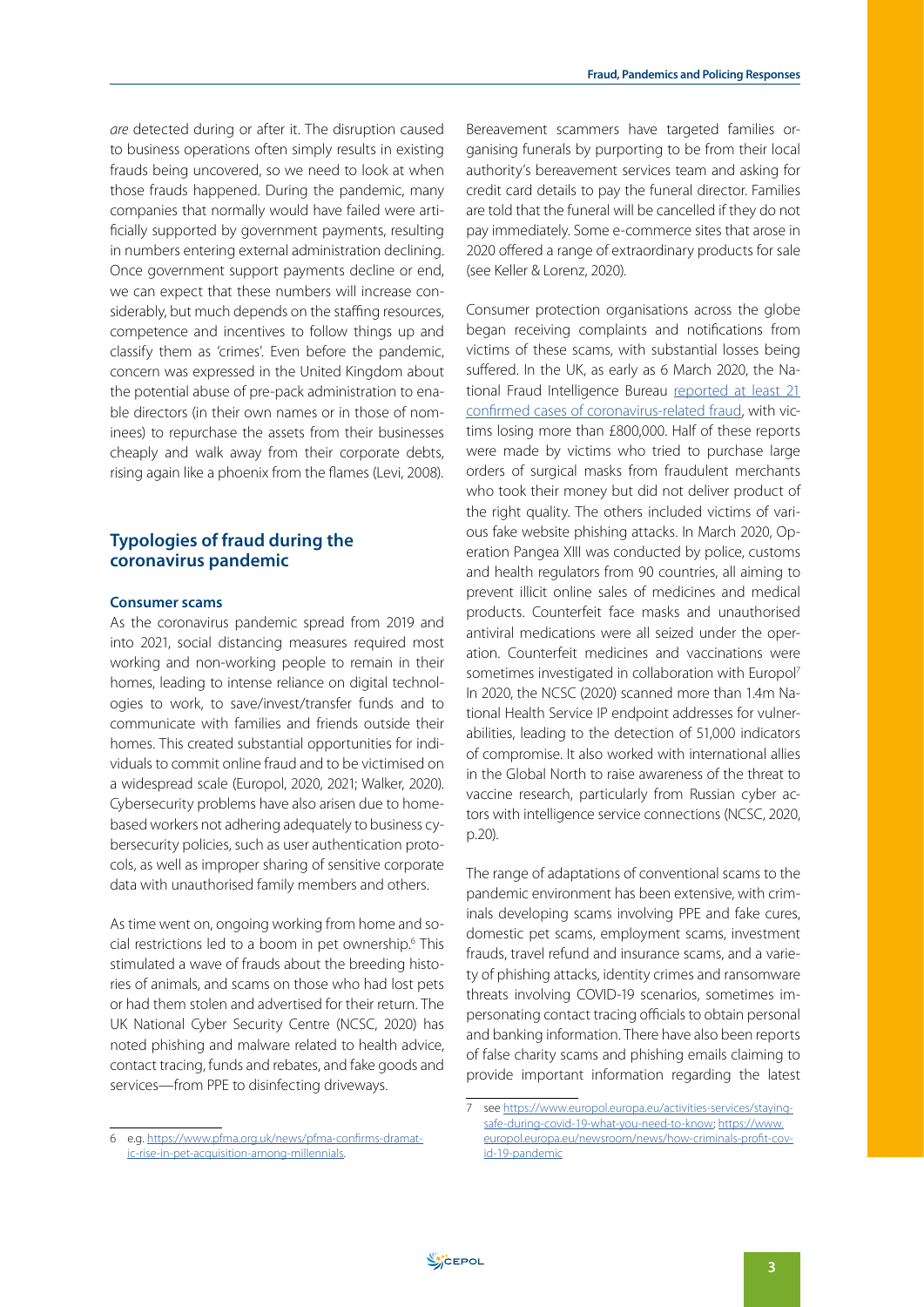*are* detected during or after it. The disruption caused to business operations often simply results in existing frauds being uncovered, so we need to look at when those frauds happened. During the pandemic, many companies that normally would have failed were artificially supported by government payments, resulting in numbers entering external administration declining. Once government support payments decline or end, we can expect that these numbers will increase considerably, but much depends on the staffing resources, competence and incentives to follow things up and classify them as 'crimes'. Even before the pandemic, concern was expressed in the United Kingdom about the potential abuse of pre-pack administration to enable directors (in their own names or in those of nominees) to repurchase the assets from their businesses cheaply and walk away from their corporate debts, rising again like a phoenix from the flames (Levi, 2008).

## Typologies of fraud during the coronavirus pandemic

### Consumer scams

As the coronavirus pandemic spread from 2019 and into 2021, social distancing measures required most working and non-working people to remain in their homes, leading to intense reliance on digital technologies to work, to save/invest/transfer funds and to communicate with families and friends outside their homes. This created substantial opportunities for individuals to commit online fraud and to be victimised on a widespread scale (Europol, 2020, 2021; Walker, 2020). Cybersecurity problems have also arisen due to home-based workers not adhering adequately to business cybersecurity policies, such as user authentication protocols, as well as improper sharing of sensitive corporate data with unauthorised family members and others.

As time went on, ongoing working from home and social restrictions led to a boom in pet ownership.[6] This stimulated a wave of frauds about the breeding histories of animals, and scams on those who had lost pets or had them stolen and advertised for their return. The UK National Cyber Security Centre (NCSC, 2020) has noted phishing and malware related to health advice, contact tracing, funds and rebates, and fake goods and services—from PPE to disinfecting driveways.

Bereavement scammers have targeted families organising funerals by purporting to be from their local authority's bereavement services team and asking for credit card details to pay the funeral director. Families are told that the funeral will be cancelled if they do not pay immediately. Some e-commerce sites that arose in 2020 offered a range of extraordinary products for sale (see Keller & Lorenz, 2020).

Consumer protection organisations across the globe began receiving complaints and notifications from victims of these scams, with substantial losses being suffered. In the UK, as early as 6 March 2020, the National Fraud Intelligence Bureau reported at least 21 confirmed cases of coronavirus-related fraud, with victims losing more than £800,000. Half of these reports were made by victims who tried to purchase large orders of surgical masks from fraudulent merchants who took their money but did not deliver product of the right quality. The others included victims of various fake website phishing attacks. In March 2020, Operation Pangea XIII was conducted by police, customs and health regulators from 90 countries, all aiming to prevent illicit online sales of medicines and medical products. Counterfeit face masks and unauthorised antiviral medications were all seized under the operation. Counterfeit medicines and vaccinations were sometimes investigated in collaboration with Europol[7] In 2020, the NCSC (2020) scanned more than 1.4m National Health Service IP endpoint addresses for vulnerabilities, leading to the detection of 51,000 indicators of compromise. It also worked with international allies in the Global North to raise awareness of the threat to vaccine research, particularly from Russian cyber actors with intelligence service connections (NCSC, 2020, p.20).

The range of adaptations of conventional scams to the pandemic environment has been extensive, with criminals developing scams involving PPE and fake cures, domestic pet scams, employment scams, investment frauds, travel refund and insurance scams, and a variety of phishing attacks, identity crimes and ransomware threats involving COVID-19 scenarios, sometimes impersonating contact tracing officials to obtain personal and banking information. There have also been reports of false charity scams and phishing emails claiming to provide important information regarding the latest

---

6 e.g. https://www.pfma.org.uk/news/pfma-confirms-dramatic-rise-in-pet-acquisition-among-millennials.

7 see https://www.europol.europa.eu/activities-services/staying-safe-during-covid-19-what-you-need-to-know; https://www.europol.europa.eu/newsroom/news/how-criminals-profit-covid-19-pandemic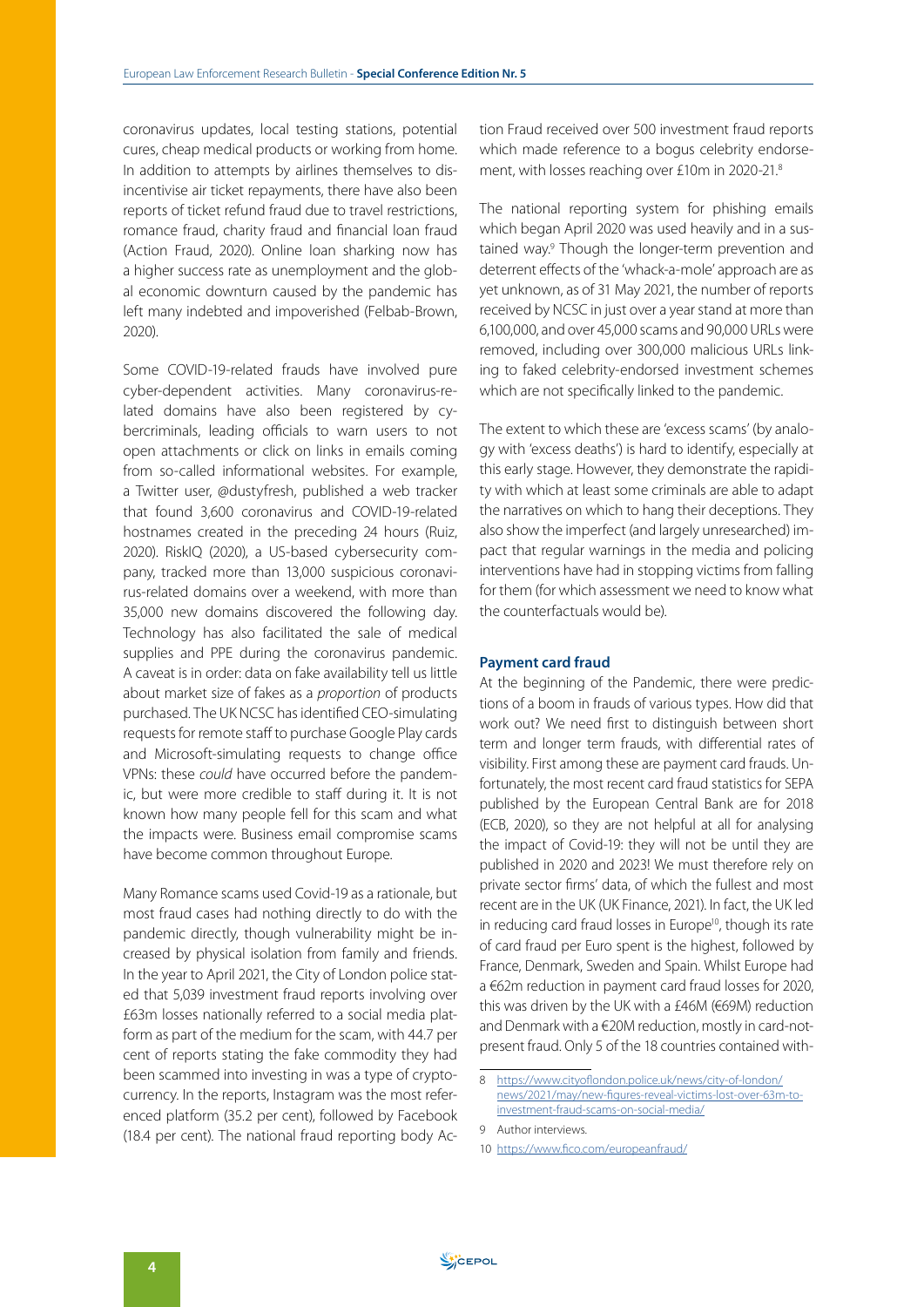coronavirus updates, local testing stations, potential cures, cheap medical products or working from home. In addition to attempts by airlines themselves to disincentivise air ticket repayments, there have also been reports of ticket refund fraud due to travel restrictions, romance fraud, charity fraud and financial loan fraud (Action Fraud, 2020). Online loan sharking now has a higher success rate as unemployment and the global economic downturn caused by the pandemic has left many indebted and impoverished (Felbab-Brown, 2020).

Some COVID-19-related frauds have involved pure cyber-dependent activities. Many coronavirus-related domains have also been registered by cybercriminals, leading officials to warn users to not open attachments or click on links in emails coming from so-called informational websites. For example, a Twitter user, @dustyfresh, published a web tracker that found 3,600 coronavirus and COVID-19-related hostnames created in the preceding 24 hours (Ruiz, 2020). RiskIQ (2020), a US-based cybersecurity company, tracked more than 13,000 suspicious coronavirus-related domains over a weekend, with more than 35,000 new domains discovered the following day. Technology has also facilitated the sale of medical supplies and PPE during the coronavirus pandemic. A caveat is in order: data on fake availability tell us little about market size of fakes as a *proportion* of products purchased. The UK NCSC has identified CEO-simulating requests for remote staff to purchase Google Play cards and Microsoft-simulating requests to change office VPNs: these *could* have occurred before the pandemic, but were more credible to staff during it. It is not known how many people fell for this scam and what the impacts were. Business email compromise scams have become common throughout Europe.

Many Romance scams used Covid-19 as a rationale, but most fraud cases had nothing directly to do with the pandemic directly, though vulnerability might be increased by physical isolation from family and friends. In the year to April 2021, the City of London police stated that 5,039 investment fraud reports involving over £63m losses nationally referred to a social media platform as part of the medium for the scam, with 44.7 per cent of reports stating the fake commodity they had been scammed into investing in was a type of cryptocurrency. In the reports, Instagram was the most referenced platform (35.2 per cent), followed by Facebook (18.4 per cent). The national fraud reporting body Action Fraud received over 500 investment fraud reports which made reference to a bogus celebrity endorsement, with losses reaching over £10m in 2020-21.[8]

The national reporting system for phishing emails which began April 2020 was used heavily and in a sustained way.[9] Though the longer-term prevention and deterrent effects of the 'whack-a-mole' approach are as yet unknown, as of 31 May 2021, the number of reports received by NCSC in just over a year stand at more than 6,100,000, and over 45,000 scams and 90,000 URLs were removed, including over 300,000 malicious URLs linking to faked celebrity-endorsed investment schemes which are not specifically linked to the pandemic.

The extent to which these are 'excess scams' (by analogy with 'excess deaths') is hard to identify, especially at this early stage. However, they demonstrate the rapidity with which at least some criminals are able to adapt the narratives on which to hang their deceptions. They also show the imperfect (and largely unresearched) impact that regular warnings in the media and policing interventions have had in stopping victims from falling for them (for which assessment we need to know what the counterfactuals would be).

### Payment card fraud

At the beginning of the Pandemic, there were predictions of a boom in frauds of various types. How did that work out? We need first to distinguish between short term and longer term frauds, with differential rates of visibility. First among these are payment card frauds. Unfortunately, the most recent card fraud statistics for SEPA published by the European Central Bank are for 2018 (ECB, 2020), so they are not helpful at all for analysing the impact of Covid-19: they will not be until they are published in 2020 and 2023! We must therefore rely on private sector firms' data, of which the fullest and most recent are in the UK (UK Finance, 2021). In fact, the UK led in reducing card fraud losses in Europe[10], though its rate of card fraud per Euro spent is the highest, followed by France, Denmark, Sweden and Spain. Whilst Europe had a €62m reduction in payment card fraud losses for 2020, this was driven by the UK with a £46M (€69M) reduction and Denmark with a €20M reduction, mostly in card-not-present fraud. Only 5 of the 18 countries contained with-

---

8 https://www.cityoflondon.police.uk/news/city-of-london/news/2021/may/new-figures-reveal-victims-lost-over-63m-to-investment-fraud-scams-on-social-media/

9 Author interviews.

10 https://www.fico.com/europeanfraud/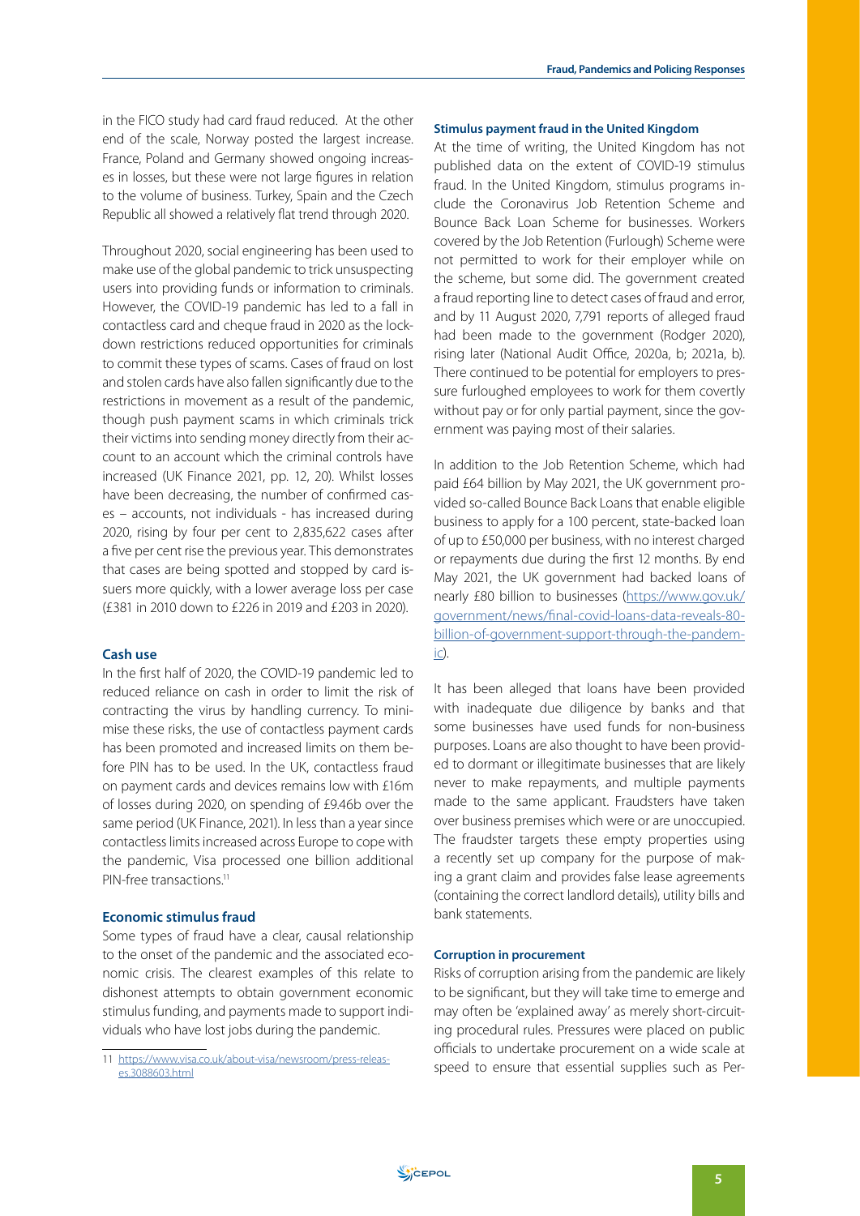in the FICO study had card fraud reduced. At the other end of the scale, Norway posted the largest increase. France, Poland and Germany showed ongoing increases in losses, but these were not large figures in relation to the volume of business. Turkey, Spain and the Czech Republic all showed a relatively flat trend through 2020.

Throughout 2020, social engineering has been used to make use of the global pandemic to trick unsuspecting users into providing funds or information to criminals. However, the COVID-19 pandemic has led to a fall in contactless card and cheque fraud in 2020 as the lockdown restrictions reduced opportunities for criminals to commit these types of scams. Cases of fraud on lost and stolen cards have also fallen significantly due to the restrictions in movement as a result of the pandemic, though push payment scams in which criminals trick their victims into sending money directly from their account to an account which the criminal controls have increased (UK Finance 2021, pp. 12, 20). Whilst losses have been decreasing, the number of confirmed cases – accounts, not individuals - has increased during 2020, rising by four per cent to 2,835,622 cases after a five per cent rise the previous year. This demonstrates that cases are being spotted and stopped by card issuers more quickly, with a lower average loss per case (£381 in 2010 down to £226 in 2019 and £203 in 2020).

### Cash use

In the first half of 2020, the COVID-19 pandemic led to reduced reliance on cash in order to limit the risk of contracting the virus by handling currency. To minimise these risks, the use of contactless payment cards has been promoted and increased limits on them before PIN has to be used. In the UK, contactless fraud on payment cards and devices remains low with £16m of losses during 2020, on spending of £9.46b over the same period (UK Finance, 2021). In less than a year since contactless limits increased across Europe to cope with the pandemic, Visa processed one billion additional PIN-free transactions.[11]

### Economic stimulus fraud

Some types of fraud have a clear, causal relationship to the onset of the pandemic and the associated economic crisis. The clearest examples of this relate to dishonest attempts to obtain government economic stimulus funding, and payments made to support individuals who have lost jobs during the pandemic.

#### Stimulus payment fraud in the United Kingdom

At the time of writing, the United Kingdom has not published data on the extent of COVID-19 stimulus fraud. In the United Kingdom, stimulus programs include the Coronavirus Job Retention Scheme and Bounce Back Loan Scheme for businesses. Workers covered by the Job Retention (Furlough) Scheme were not permitted to work for their employer while on the scheme, but some did. The government created a fraud reporting line to detect cases of fraud and error, and by 11 August 2020, 7,791 reports of alleged fraud had been made to the government (Rodger 2020), rising later (National Audit Office, 2020a, b; 2021a, b). There continued to be potential for employers to pressure furloughed employees to work for them covertly without pay or for only partial payment, since the government was paying most of their salaries.

In addition to the Job Retention Scheme, which had paid £64 billion by May 2021, the UK government provided so-called Bounce Back Loans that enable eligible business to apply for a 100 percent, state-backed loan of up to £50,000 per business, with no interest charged or repayments due during the first 12 months. By end May 2021, the UK government had backed loans of nearly £80 billion to businesses (https://www.gov.uk/government/news/final-covid-loans-data-reveals-80-billion-of-government-support-through-the-pandemic).

It has been alleged that loans have been provided with inadequate due diligence by banks and that some businesses have used funds for non-business purposes. Loans are also thought to have been provided to dormant or illegitimate businesses that are likely never to make repayments, and multiple payments made to the same applicant. Fraudsters have taken over business premises which were or are unoccupied. The fraudster targets these empty properties using a recently set up company for the purpose of making a grant claim and provides false lease agreements (containing the correct landlord details), utility bills and bank statements.

#### Corruption in procurement

Risks of corruption arising from the pandemic are likely to be significant, but they will take time to emerge and may often be 'explained away' as merely short-circuiting procedural rules. Pressures were placed on public officials to undertake procurement on a wide scale at speed to ensure that essential supplies such as Per-

---

11 https://www.visa.co.uk/about-visa/newsroom/press-releases.3088603.html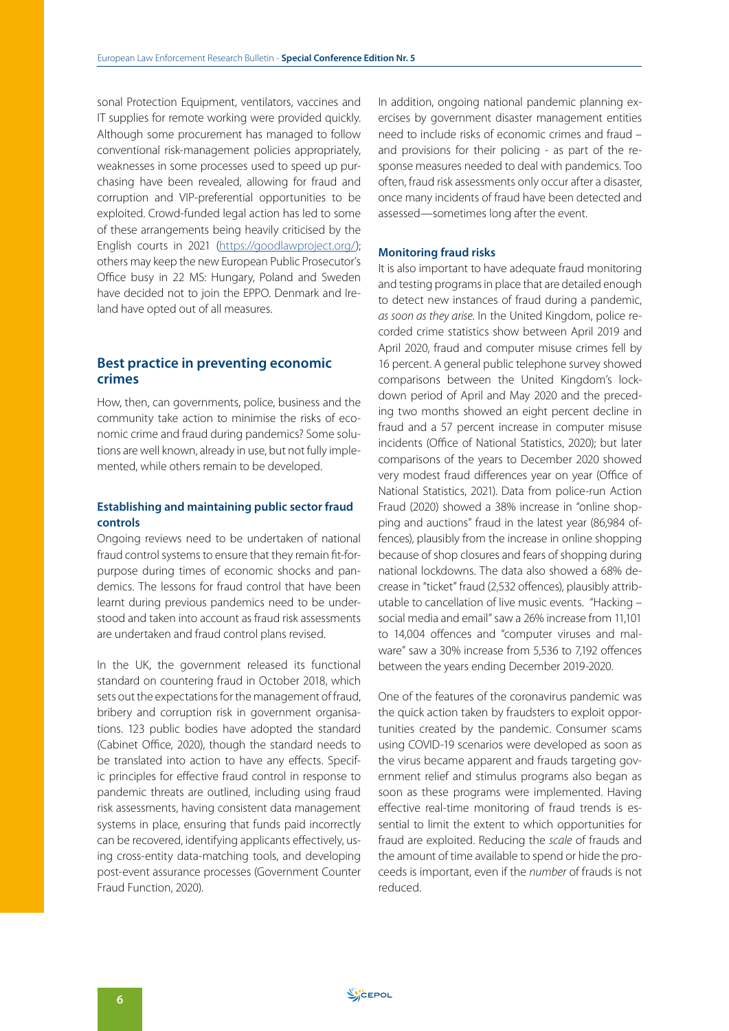sonal Protection Equipment, ventilators, vaccines and IT supplies for remote working were provided quickly. Although some procurement has managed to follow conventional risk-management policies appropriately, weaknesses in some processes used to speed up purchasing have been revealed, allowing for fraud and corruption and VIP-preferential opportunities to be exploited. Crowd-funded legal action has led to some of these arrangements being heavily criticised by the English courts in 2021 (https://goodlawproject.org/); others may keep the new European Public Prosecutor's Office busy in 22 MS: Hungary, Poland and Sweden have decided not to join the EPPO. Denmark and Ireland have opted out of all measures.

## Best practice in preventing economic crimes

How, then, can governments, police, business and the community take action to minimise the risks of economic crime and fraud during pandemics? Some solutions are well known, already in use, but not fully implemented, while others remain to be developed.

### Establishing and maintaining public sector fraud controls

Ongoing reviews need to be undertaken of national fraud control systems to ensure that they remain fit-for-purpose during times of economic shocks and pandemics. The lessons for fraud control that have been learnt during previous pandemics need to be understood and taken into account as fraud risk assessments are undertaken and fraud control plans revised.

In the UK, the government released its functional standard on countering fraud in October 2018, which sets out the expectations for the management of fraud, bribery and corruption risk in government organisations. 123 public bodies have adopted the standard (Cabinet Office, 2020), though the standard needs to be translated into action to have any effects. Specific principles for effective fraud control in response to pandemic threats are outlined, including using fraud risk assessments, having consistent data management systems in place, ensuring that funds paid incorrectly can be recovered, identifying applicants effectively, using cross-entity data-matching tools, and developing post-event assurance processes (Government Counter Fraud Function, 2020).

In addition, ongoing national pandemic planning exercises by government disaster management entities need to include risks of economic crimes and fraud – and provisions for their policing - as part of the response measures needed to deal with pandemics. Too often, fraud risk assessments only occur after a disaster, once many incidents of fraud have been detected and assessed—sometimes long after the event.

### Monitoring fraud risks

It is also important to have adequate fraud monitoring and testing programs in place that are detailed enough to detect new instances of fraud during a pandemic, *as soon as they arise*. In the United Kingdom, police recorded crime statistics show between April 2019 and April 2020, fraud and computer misuse crimes fell by 16 percent. A general public telephone survey showed comparisons between the United Kingdom's lockdown period of April and May 2020 and the preceding two months showed an eight percent decline in fraud and a 57 percent increase in computer misuse incidents (Office of National Statistics, 2020); but later comparisons of the years to December 2020 showed very modest fraud differences year on year (Office of National Statistics, 2021). Data from police-run Action Fraud (2020) showed a 38% increase in "online shopping and auctions" fraud in the latest year (86,984 offences), plausibly from the increase in online shopping because of shop closures and fears of shopping during national lockdowns. The data also showed a 68% decrease in "ticket" fraud (2,532 offences), plausibly attributable to cancellation of live music events. "Hacking – social media and email" saw a 26% increase from 11,101 to 14,004 offences and "computer viruses and malware" saw a 30% increase from 5,536 to 7,192 offences between the years ending December 2019-2020.

One of the features of the coronavirus pandemic was the quick action taken by fraudsters to exploit opportunities created by the pandemic. Consumer scams using COVID-19 scenarios were developed as soon as the virus became apparent and frauds targeting government relief and stimulus programs also began as soon as these programs were implemented. Having effective real-time monitoring of fraud trends is essential to limit the extent to which opportunities for fraud are exploited. Reducing the *scale* of frauds and the amount of time available to spend or hide the proceeds is important, even if the *number* of frauds is not reduced.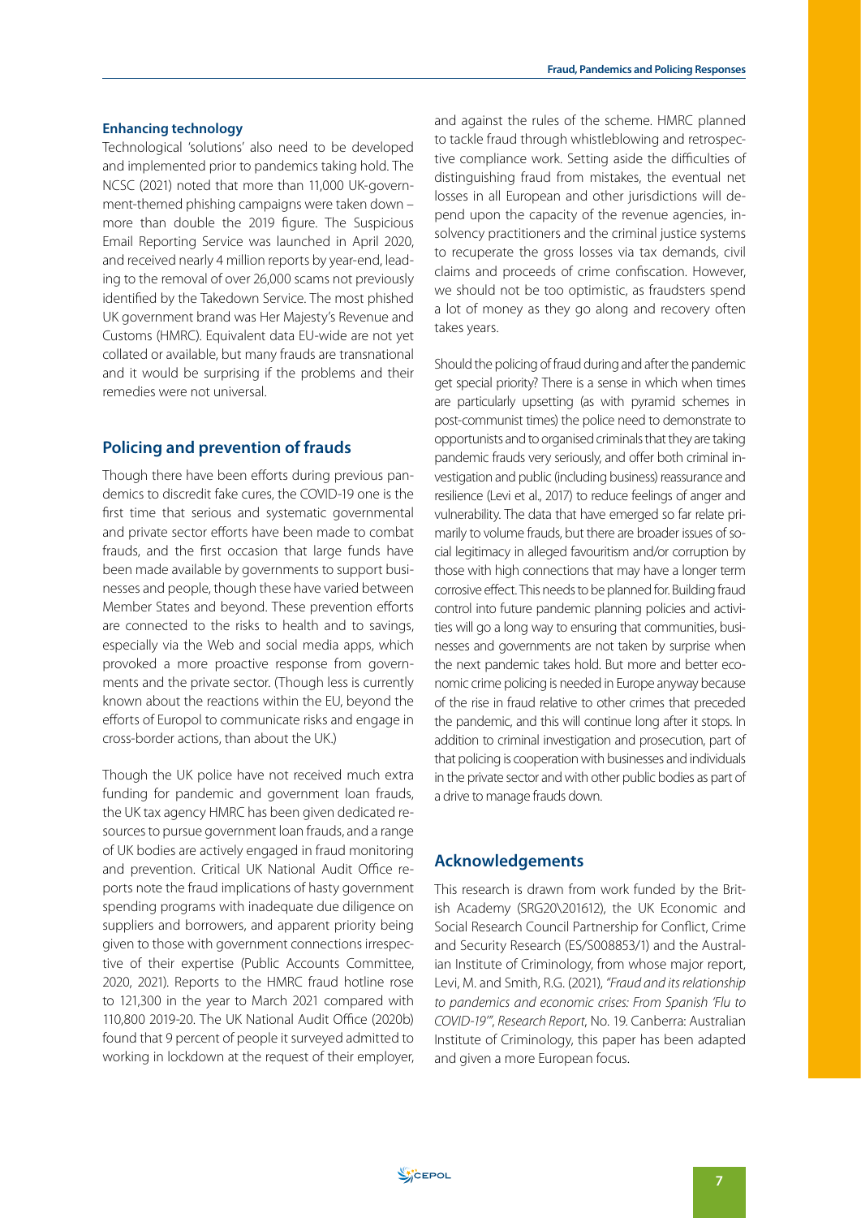### Enhancing technology

Technological 'solutions' also need to be developed and implemented prior to pandemics taking hold. The NCSC (2021) noted that more than 11,000 UK-government-themed phishing campaigns were taken down – more than double the 2019 figure. The Suspicious Email Reporting Service was launched in April 2020, and received nearly 4 million reports by year-end, leading to the removal of over 26,000 scams not previously identified by the Takedown Service. The most phished UK government brand was Her Majesty's Revenue and Customs (HMRC). Equivalent data EU-wide are not yet collated or available, but many frauds are transnational and it would be surprising if the problems and their remedies were not universal.

## Policing and prevention of frauds

Though there have been efforts during previous pandemics to discredit fake cures, the COVID-19 one is the first time that serious and systematic governmental and private sector efforts have been made to combat frauds, and the first occasion that large funds have been made available by governments to support businesses and people, though these have varied between Member States and beyond. These prevention efforts are connected to the risks to health and to savings, especially via the Web and social media apps, which provoked a more proactive response from governments and the private sector. (Though less is currently known about the reactions within the EU, beyond the efforts of Europol to communicate risks and engage in cross-border actions, than about the UK.)

Though the UK police have not received much extra funding for pandemic and government loan frauds, the UK tax agency HMRC has been given dedicated resources to pursue government loan frauds, and a range of UK bodies are actively engaged in fraud monitoring and prevention. Critical UK National Audit Office reports note the fraud implications of hasty government spending programs with inadequate due diligence on suppliers and borrowers, and apparent priority being given to those with government connections irrespective of their expertise (Public Accounts Committee, 2020, 2021). Reports to the HMRC fraud hotline rose to 121,300 in the year to March 2021 compared with 110,800 2019-20. The UK National Audit Office (2020b) found that 9 percent of people it surveyed admitted to working in lockdown at the request of their employer, and against the rules of the scheme. HMRC planned to tackle fraud through whistleblowing and retrospective compliance work. Setting aside the difficulties of distinguishing fraud from mistakes, the eventual net losses in all European and other jurisdictions will depend upon the capacity of the revenue agencies, insolvency practitioners and the criminal justice systems to recuperate the gross losses via tax demands, civil claims and proceeds of crime confiscation. However, we should not be too optimistic, as fraudsters spend a lot of money as they go along and recovery often takes years.

Should the policing of fraud during and after the pandemic get special priority? There is a sense in which when times are particularly upsetting (as with pyramid schemes in post-communist times) the police need to demonstrate to opportunists and to organised criminals that they are taking pandemic frauds very seriously, and offer both criminal investigation and public (including business) reassurance and resilience (Levi et al., 2017) to reduce feelings of anger and vulnerability. The data that have emerged so far relate primarily to volume frauds, but there are broader issues of social legitimacy in alleged favouritism and/or corruption by those with high connections that may have a longer term corrosive effect. This needs to be planned for. Building fraud control into future pandemic planning policies and activities will go a long way to ensuring that communities, businesses and governments are not taken by surprise when the next pandemic takes hold. But more and better economic crime policing is needed in Europe anyway because of the rise in fraud relative to other crimes that preceded the pandemic, and this will continue long after it stops. In addition to criminal investigation and prosecution, part of that policing is cooperation with businesses and individuals in the private sector and with other public bodies as part of a drive to manage frauds down.

## Acknowledgements

This research is drawn from work funded by the British Academy (SRG20\201612), the UK Economic and Social Research Council Partnership for Conflict, Crime and Security Research (ES/S008853/1) and the Australian Institute of Criminology, from whose major report, Levi, M. and Smith, R.G. (2021), *"Fraud and its relationship to pandemics and economic crises: From Spanish 'Flu to COVID-19'", Research Report*, No. 19. Canberra: Australian Institute of Criminology, this paper has been adapted and given a more European focus.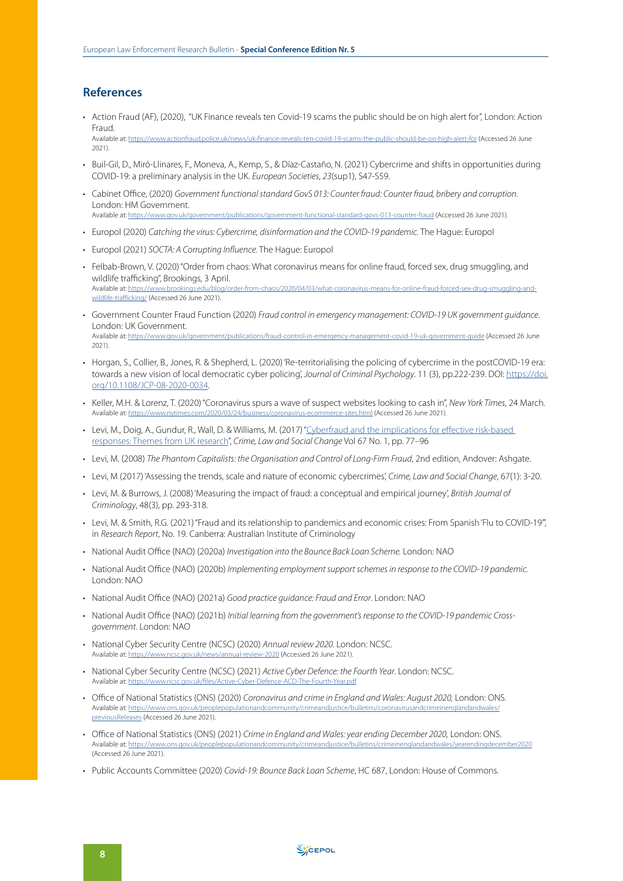## References

- Action Fraud (AF), (2020), "UK Finance reveals ten Covid-19 scams the public should be on high alert for", London: Action Fraud.
  Available at: https://www.actionfraud.police.uk/news/uk-finance-reveals-ten-covid-19-scams-the-public-should-be-on-high-alert-for (Accessed 26 June 2021).
- Buil-Gil, D., Miró-Llinares, F., Moneva, A., Kemp, S., & Díaz-Castaño, N. (2021) Cybercrime and shifts in opportunities during COVID-19: a preliminary analysis in the UK. *European Societies*, *23*(sup1), S47-S59.
- Cabinet Office, (2020) *Government functional standard GovS 013: Counter fraud: Counter fraud, bribery and corruption*. London: HM Government.
  Available at: https://www.gov.uk/government/publications/government-functional-standard-govs-013-counter-fraud (Accessed 26 June 2021).
- Europol (2020) *Catching the virus: Cybercrime, disinformation and the COVID-19 pandemic.* The Hague: Europol
- Europol (2021) *SOCTA: A Corrupting Influence.* The Hague: Europol
- Felbab-Brown, V. (2020) "Order from chaos: What coronavirus means for online fraud, forced sex, drug smuggling, and wildlife trafficking", Brookings, 3 April.
  Available at: https://www.brookings.edu/blog/order-from-chaos/2020/04/03/what-coronavirus-means-for-online-fraud-forced-sex-drug-smuggling-and-wildlife-trafficking/ (Accessed 26 June 2021).
- Government Counter Fraud Function (2020) *Fraud control in emergency management: COVID-19 UK government guidance*. London: UK Government.
  Available at: https://www.gov.uk/government/publications/fraud-control-in-emergency-management-covid-19-uk-government-guide (Accessed 26 June 2021).
- Horgan, S., Collier, B., Jones, R. & Shepherd, L. (2020) 'Re-territorialising the policing of cybercrime in the postCOVID-19 era: towards a new vision of local democratic cyber policing', *Journal of Criminal Psychology*. 11 (3), pp.222-239. DOI: https://doi.org/10.1108/JCP-08-2020-0034.
- Keller, M.H. & Lorenz, T. (2020) "Coronavirus spurs a wave of suspect websites looking to cash in", *New York Times*, 24 March.
  Available at: https://www.nytimes.com/2020/03/24/business/coronavirus-ecommerce-sites.html (Accessed 26 June 2021).
- Levi, M., Doig, A., Gundur, R., Wall, D. & Williams, M. (2017) "Cyberfraud and the implications for effective risk-based responses: Themes from UK research", *Crime, Law and Social Change* Vol 67 No. 1, pp. 77–96
- Levi, M. (2008) *The Phantom Capitalists: the Organisation and Control of Long-Firm Fraud*, 2nd edition, Andover: Ashgate.
- Levi, M (2017) 'Assessing the trends, scale and nature of economic cybercrimes', *Crime, Law and Social Change*, 67(1): 3-20.
- Levi, M. & Burrows, J. (2008) 'Measuring the impact of fraud: a conceptual and empirical journey', *British Journal of Criminology*, 48(3), pp. 293-318.
- Levi, M. & Smith, R.G. (2021) "Fraud and its relationship to pandemics and economic crises: From Spanish 'Flu to COVID-19'", in *Research Report*, No. 19. Canberra: Australian Institute of Criminology
- National Audit Office (NAO) (2020a) *Investigation into the Bounce Back Loan Scheme.* London: NAO
- National Audit Office (NAO) (2020b) *Implementing employment support schemes in response to the COVID-19 pandemic.* London: NAO
- National Audit Office (NAO) (2021a) *Good practice guidance: Fraud and Error*. London: NAO
- National Audit Office (NAO) (2021b) *Initial learning from the government's response to the COVID-19 pandemic Cross-government*. London: NAO
- National Cyber Security Centre (NCSC) (2020) *Annual review 2020*. London: NCSC.
  Available at: https://www.ncsc.gov.uk/news/annual-review-2020 (Accessed 26 June 2021).
- National Cyber Security Centre (NCSC) (2021) *Active Cyber Defence: the Fourth Year*. London: NCSC.
  Available at: https://www.ncsc.gov.uk/files/Active-Cyber-Defence-ACD-The-Fourth-Year.pdf
- Office of National Statistics (ONS) (2020) *Coronavirus and crime in England and Wales: August 2020,* London: ONS.
  Available at: https://www.ons.gov.uk/peoplepopulationandcommunity/crimeandjustice/bulletins/coronavirusandcrimeinenglandandwales/previousReleases (Accessed 26 June 2021).
- Office of National Statistics (ONS) (2021) *Crime in England and Wales: year ending December 2020,* London: ONS.
  Available at: https://www.ons.gov.uk/peoplepopulationandcommunity/crimeandjustice/bulletins/crimeinenglandandwales/yearendingdecember2020 (Accessed 26 June 2021).
- Public Accounts Committee (2020) *Covid-19: Bounce Back Loan Scheme*, HC 687, London: House of Commons.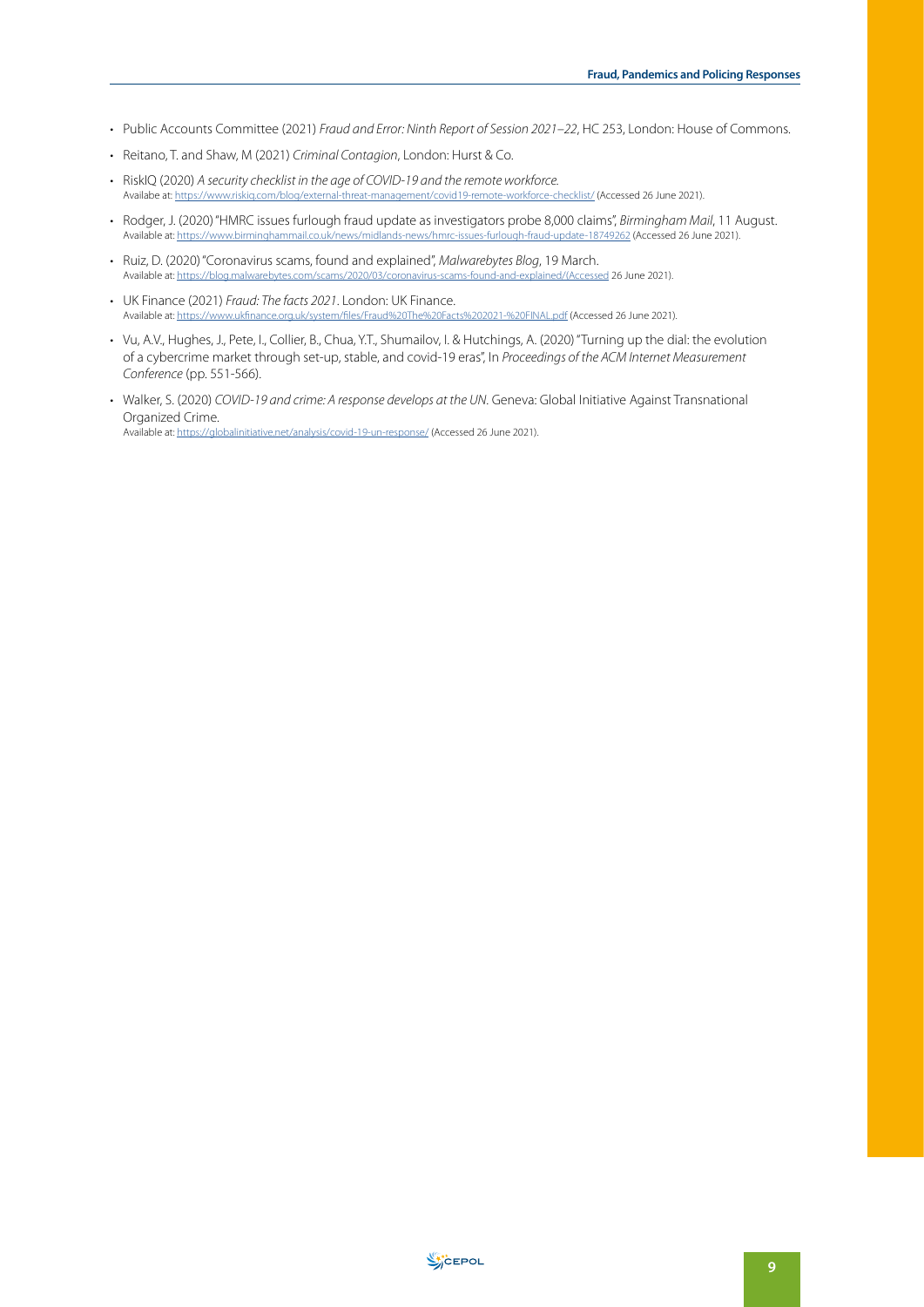- Public Accounts Committee (2021) *Fraud and Error: Ninth Report of Session 2021–22*, HC 253, London: House of Commons.
- Reitano, T. and Shaw, M (2021) *Criminal Contagion*, London: Hurst & Co.
- RiskIQ (2020) *A security checklist in the age of COVID-19 and the remote workforce.* Availabe at: https://www.riskiq.com/blog/external-threat-management/covid19-remote-workforce-checklist/ (Accessed 26 June 2021).
- Rodger, J. (2020) "HMRC issues furlough fraud update as investigators probe 8,000 claims", *Birmingham Mail*, 11 August. Available at: https://www.birminghammail.co.uk/news/midlands-news/hmrc-issues-furlough-fraud-update-18749262 (Accessed 26 June 2021).
- Ruiz, D. (2020) "Coronavirus scams, found and explained", *Malwarebytes Blog*, 19 March. Available at: https://blog.malwarebytes.com/scams/2020/03/coronavirus-scams-found-and-explained/(Accessed 26 June 2021).
- UK Finance (2021) *Fraud: The facts 2021*. London: UK Finance. Available at: https://www.ukfinance.org.uk/system/files/Fraud%20The%20Facts%202021-%20FINAL.pdf (Accessed 26 June 2021).
- Vu, A.V., Hughes, J., Pete, I., Collier, B., Chua, Y.T., Shumailov, I. & Hutchings, A. (2020) "Turning up the dial: the evolution of a cybercrime market through set-up, stable, and covid-19 eras", In *Proceedings of the ACM Internet Measurement Conference* (pp. 551-566).
- Walker, S. (2020) *COVID-19 and crime: A response develops at the UN*. Geneva: Global Initiative Against Transnational Organized Crime. Available at: https://globalinitiative.net/analysis/covid-19-un-response/ (Accessed 26 June 2021).